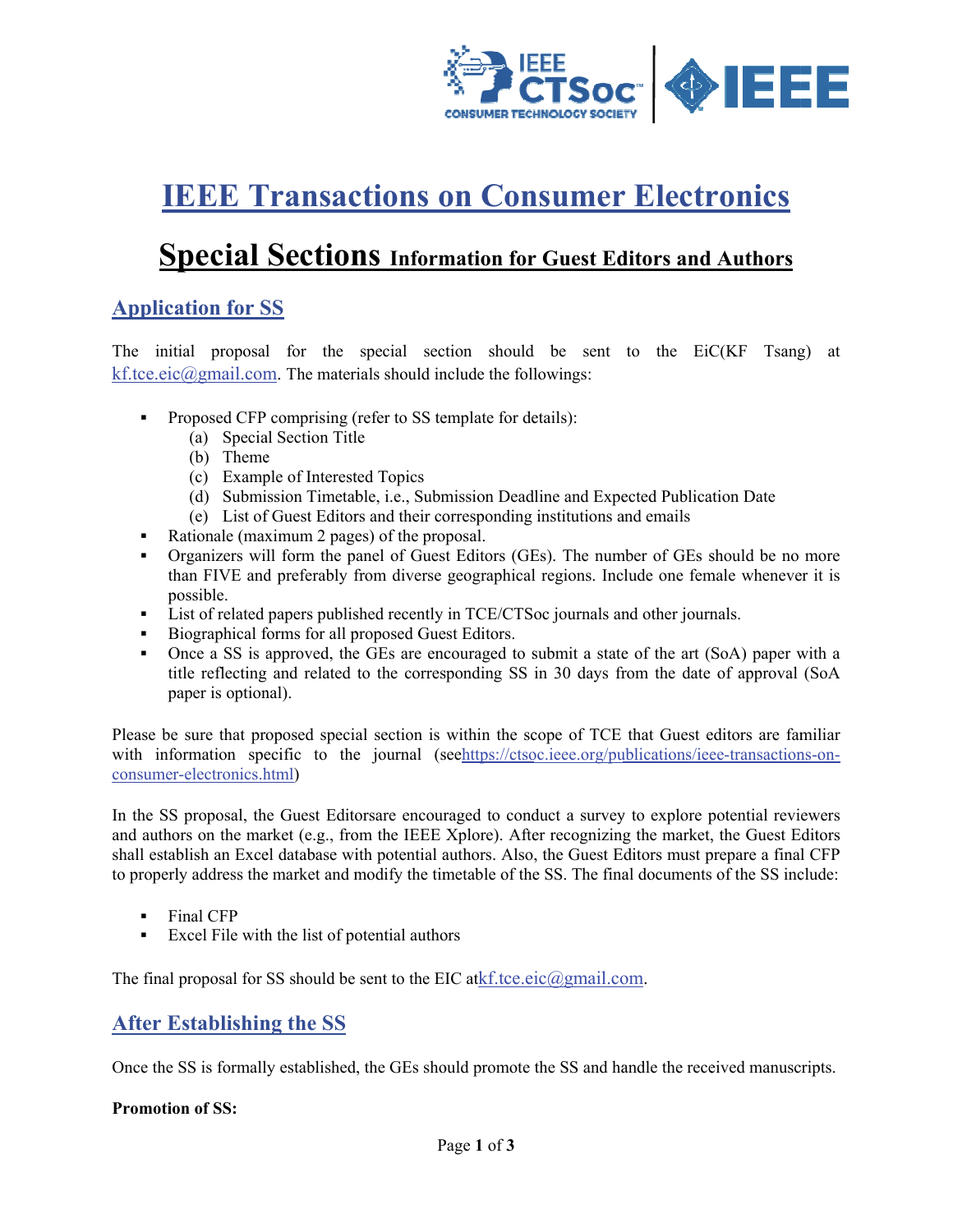# IEEE Transactions on Consumer Electronics

## Special Sections Information for Guest Editors and Authors

### Application for SS

The initial proposal for the special section should be sent to the EiC(KF Tsang) at kf.tce.eic@gmail.com. The materials should include the followings:

- Proposed CFP comprising (refer to SS template for details):
  - (a) Special Section Title
  - (b) Theme
  - (c) Example of Interested Topics
  - (d) Submission Timetable, i.e., Submission Deadline and Expected Publication Date
  - (e) List of Guest Editors and their corresponding institutions and emails
- Rationale (maximum 2 pages) of the proposal.
- Organizers will form the panel of Guest Editors (GEs). The number of GEs should be no more than FIVE and preferably from diverse geographical regions. Include one female whenever it is possible.
- List of related papers published recently in TCE/CTSoc journals and other journals.
- Biographical forms for all proposed Guest Editors.
- Once a SS is approved, the GEs are encouraged to submit a state of the art (SoA) paper with a title reflecting and related to the corresponding SS in 30 days from the date of approval (SoA paper is optional).

Please be sure that proposed special section is within the scope of TCE that Guest editors are familiar with information specific to the journal (seehttps://ctsoc.ieee.org/publications/ieee-transactions-on-consumer-electronics.html)

In the SS proposal, the Guest Editorsare encouraged to conduct a survey to explore potential reviewers and authors on the market (e.g., from the IEEE Xplore). After recognizing the market, the Guest Editors shall establish an Excel database with potential authors. Also, the Guest Editors must prepare a final CFP to properly address the market and modify the timetable of the SS. The final documents of the SS include:

- Final CFP
- Excel File with the list of potential authors

The final proposal for SS should be sent to the EIC atkf.tce.eic@gmail.com.

### After Establishing the SS

Once the SS is formally established, the GEs should promote the SS and handle the received manuscripts.

**Promotion of SS:**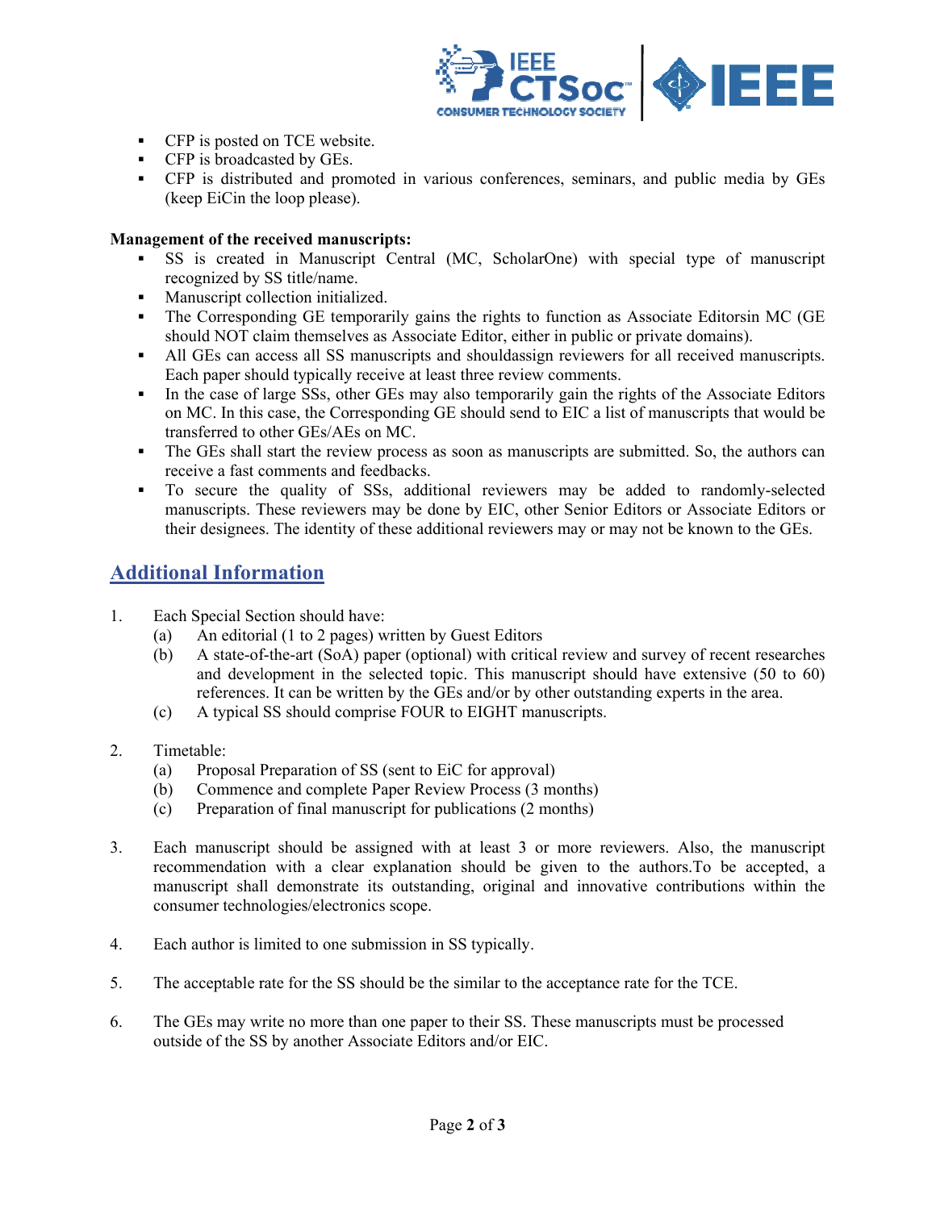- CFP is posted on TCE website.
- CFP is broadcasted by GEs.
- CFP is distributed and promoted in various conferences, seminars, and public media by GEs (keep EiCin the loop please).

**Management of the received manuscripts:**

- SS is created in Manuscript Central (MC, ScholarOne) with special type of manuscript recognized by SS title/name.
- Manuscript collection initialized.
- The Corresponding GE temporarily gains the rights to function as Associate Editorsin MC (GE should NOT claim themselves as Associate Editor, either in public or private domains).
- All GEs can access all SS manuscripts and shouldassign reviewers for all received manuscripts. Each paper should typically receive at least three review comments.
- In the case of large SSs, other GEs may also temporarily gain the rights of the Associate Editors on MC. In this case, the Corresponding GE should send to EIC a list of manuscripts that would be transferred to other GEs/AEs on MC.
- The GEs shall start the review process as soon as manuscripts are submitted. So, the authors can receive a fast comments and feedbacks.
- To secure the quality of SSs, additional reviewers may be added to randomly-selected manuscripts. These reviewers may be done by EIC, other Senior Editors or Associate Editors or their designees. The identity of these additional reviewers may or may not be known to the GEs.

## Additional Information

1. Each Special Section should have:
   (a) An editorial (1 to 2 pages) written by Guest Editors
   (b) A state-of-the-art (SoA) paper (optional) with critical review and survey of recent researches and development in the selected topic. This manuscript should have extensive (50 to 60) references. It can be written by the GEs and/or by other outstanding experts in the area.
   (c) A typical SS should comprise FOUR to EIGHT manuscripts.

2. Timetable:
   (a) Proposal Preparation of SS (sent to EiC for approval)
   (b) Commence and complete Paper Review Process (3 months)
   (c) Preparation of final manuscript for publications (2 months)

3. Each manuscript should be assigned with at least 3 or more reviewers. Also, the manuscript recommendation with a clear explanation should be given to the authors.To be accepted, a manuscript shall demonstrate its outstanding, original and innovative contributions within the consumer technologies/electronics scope.

4. Each author is limited to one submission in SS typically.

5. The acceptable rate for the SS should be the similar to the acceptance rate for the TCE.

6. The GEs may write no more than one paper to their SS. These manuscripts must be processed outside of the SS by another Associate Editors and/or EIC.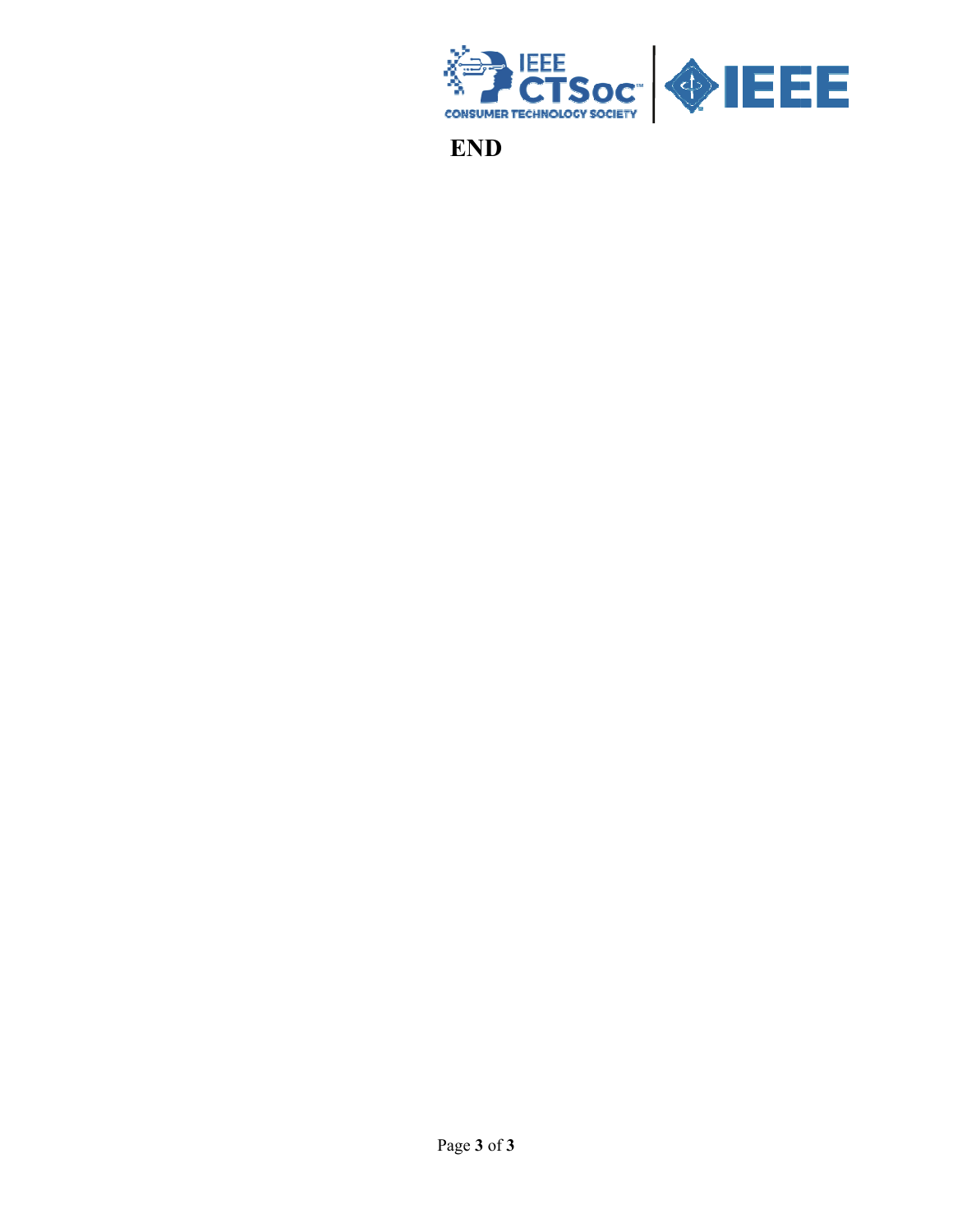**END**